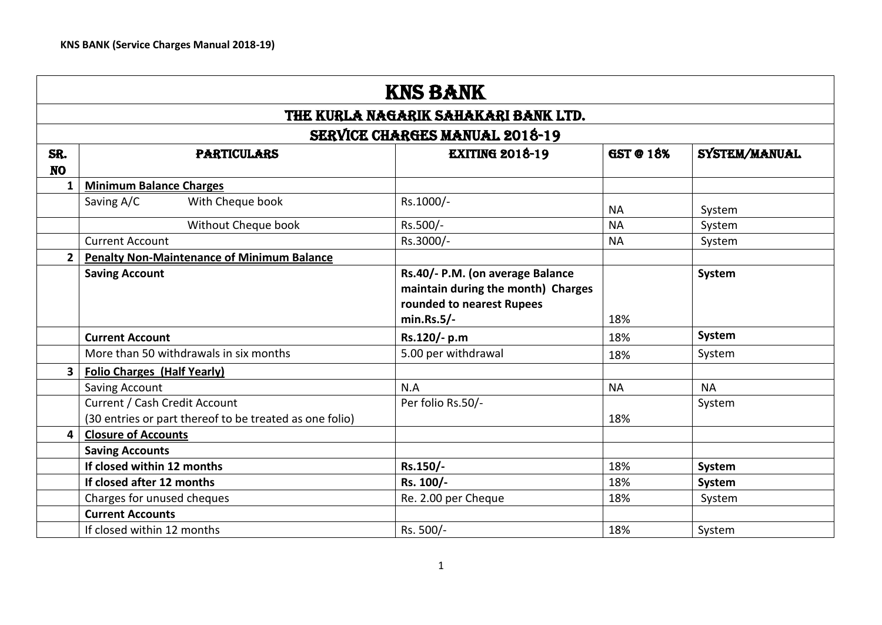# KNS BANK

## THE KURLA NAGARIK SAHAKARI BANK LTD.

## SERVICE CHARGES MANUAL 2018-19

| SR. NO | PARTICULARS | EXITING 2018-19 | GST @ 18% | SYSTEM/MANUAL |
|---|---|---|---|---|
| 1 | **Minimum Balance Charges** | | | |
| | Saving A/C With Cheque book | Rs.1000/- | NA | System |
| | Without Cheque book | Rs.500/- | NA | System |
| | Current Account | Rs.3000/- | NA | System |
| 2 | **Penalty Non-Maintenance of Minimum Balance** | | | |
| | **Saving Account** | **Rs.40/- P.M. (on average Balance maintain during the month) Charges rounded to nearest Rupees min.Rs.5/-** | 18% | **System** |
| | **Current Account** | **Rs.120/- p.m** | 18% | **System** |
| | More than 50 withdrawals in six months | 5.00 per withdrawal | 18% | System |
| 3 | **Folio Charges (Half Yearly)** | | | |
| | Saving Account | N.A | NA | NA |
| | Current / Cash Credit Account (30 entries or part thereof to be treated as one folio) | Per folio Rs.50/- | 18% | System |
| 4 | **Closure of Accounts** | | | |
| | **Saving Accounts** | | | |
| | **If closed within 12 months** | **Rs.150/-** | 18% | **System** |
| | **If closed after 12 months** | **Rs. 100/-** | 18% | **System** |
| | Charges for unused cheques | Re. 2.00 per Cheque | 18% | System |
| | **Current Accounts** | | | |
| | If closed within 12 months | Rs. 500/- | 18% | System |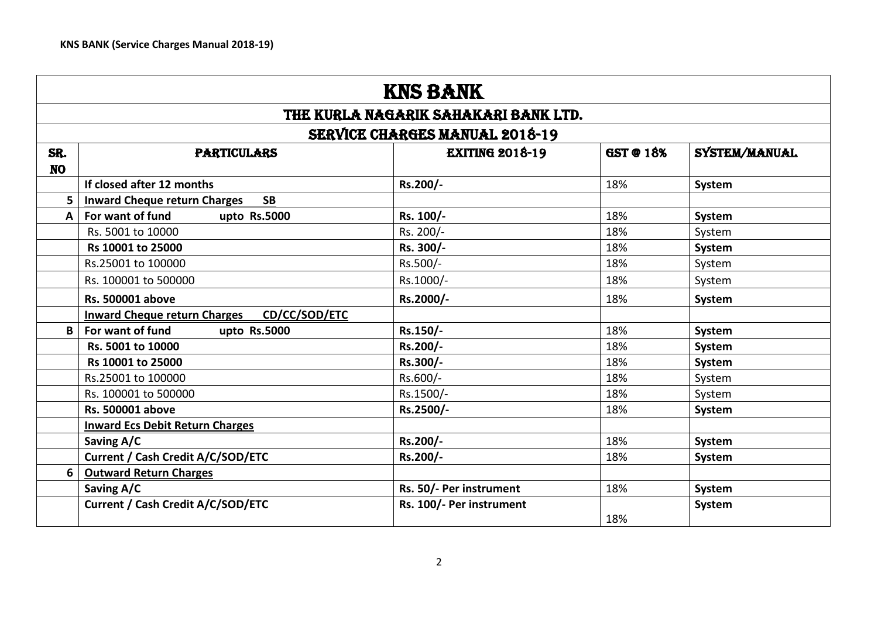| KNS BANK | | | | |
|---|---|---|---|---|
| THE KURLA NAGARIK SAHAKARI BANK LTD. | | | | |
| SERVICE CHARGES MANUAL 2018-19 | | | | |
| SR. NO | PARTICULARS | EXITING 2018-19 | GST @ 18% | SYSTEM/MANUAL |
| | **If closed after 12 months** | **Rs.200/-** | 18% | **System** |
| **5** | **Inward Cheque return Charges SB** | | | |
| **A** | **For want of fund upto Rs.5000** | **Rs. 100/-** | 18% | **System** |
| | Rs. 5001 to 10000 | Rs. 200/- | 18% | System |
| | **Rs 10001 to 25000** | **Rs. 300/-** | 18% | **System** |
| | Rs.25001 to 100000 | Rs.500/- | 18% | System |
| | Rs. 100001 to 500000 | Rs.1000/- | 18% | System |
| | **Rs. 500001 above** | **Rs.2000/-** | 18% | **System** |
| | **Inward Cheque return Charges CD/CC/SOD/ETC** | | | |
| **B** | **For want of fund upto Rs.5000** | **Rs.150/-** | 18% | **System** |
| | **Rs. 5001 to 10000** | **Rs.200/-** | 18% | **System** |
| | **Rs 10001 to 25000** | **Rs.300/-** | 18% | **System** |
| | Rs.25001 to 100000 | Rs.600/- | 18% | System |
| | Rs. 100001 to 500000 | Rs.1500/- | 18% | System |
| | **Rs. 500001 above** | **Rs.2500/-** | 18% | **System** |
| | **Inward Ecs Debit Return Charges** | | | |
| | **Saving A/C** | **Rs.200/-** | 18% | **System** |
| | **Current / Cash Credit A/C/SOD/ETC** | **Rs.200/-** | 18% | **System** |
| **6** | **Outward Return Charges** | | | |
| | **Saving A/C** | **Rs. 50/- Per instrument** | 18% | **System** |
| | **Current / Cash Credit A/C/SOD/ETC** | **Rs. 100/- Per instrument** | 18% | **System** |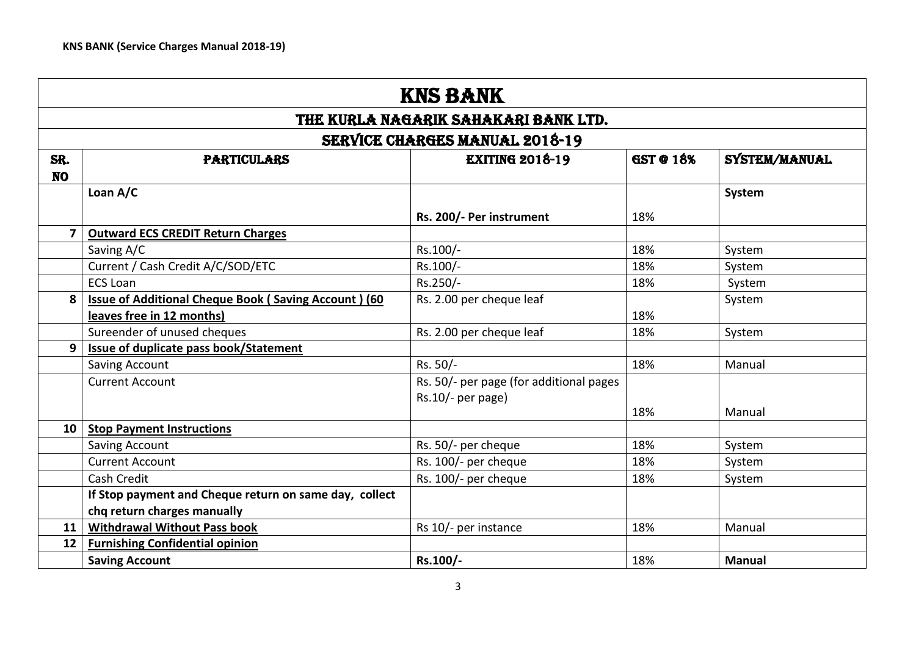| KNS BANK | | | | |
|---|---|---|---|---|
| THE KURLA NAGARIK SAHAKARI BANK LTD. | | | | |
| SERVICE CHARGES MANUAL 2018-19 | | | | |
| SR. NO | PARTICULARS | EXITING 2018-19 | GST @ 18% | SYSTEM/MANUAL |
| | **Loan A/C** | **Rs. 200/- Per instrument** | 18% | **System** |
| 7 | **Outward ECS CREDIT Return Charges** | | | |
| | Saving A/C | Rs.100/- | 18% | System |
| | Current / Cash Credit A/C/SOD/ETC | Rs.100/- | 18% | System |
| | ECS Loan | Rs.250/- | 18% | System |
| 8 | **Issue of Additional Cheque Book ( Saving Account ) (60 leaves free in 12 months)** | Rs. 2.00 per cheque leaf | 18% | System |
| | Sureender of unused cheques | Rs. 2.00 per cheque leaf | 18% | System |
| 9 | **Issue of duplicate pass book/Statement** | | | |
| | Saving Account | Rs. 50/- | 18% | Manual |
| | Current Account | Rs. 50/- per page (for additional pages Rs.10/- per page) | 18% | Manual |
| 10 | **Stop Payment Instructions** | | | |
| | Saving Account | Rs. 50/- per cheque | 18% | System |
| | Current Account | Rs. 100/- per cheque | 18% | System |
| | Cash Credit | Rs. 100/- per cheque | 18% | System |
| | **If Stop payment and Cheque return on same day, collect chq return charges manually** | | | |
| 11 | **Withdrawal Without Pass book** | Rs 10/- per instance | 18% | Manual |
| 12 | **Furnishing Confidential opinion** | | | |
| | **Saving Account** | **Rs.100/-** | 18% | **Manual** |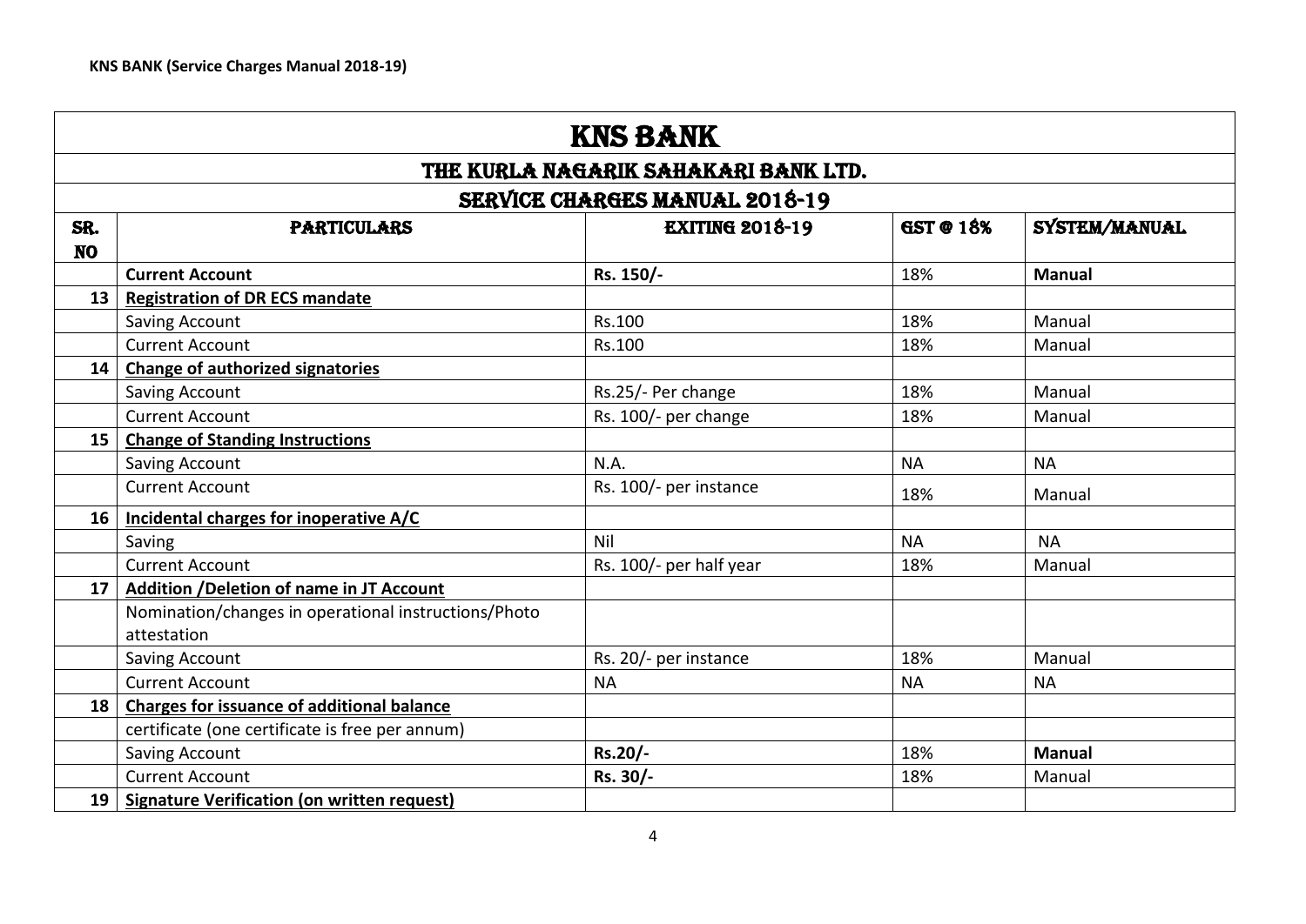| KNS BANK | | | | |
|---|---|---|---|---|
| THE KURLA NAGARIK SAHAKARI BANK LTD. | | | | |
| SERVICE CHARGES MANUAL 2018-19 | | | | |
| SR. NO | PARTICULARS | EXITING 2018-19 | GST @ 18% | SYSTEM/MANUAL |
| | **Current Account** | **Rs. 150/-** | 18% | **Manual** |
| 13 | **Registration of DR ECS mandate** | | | |
| | Saving Account | Rs.100 | 18% | Manual |
| | Current Account | Rs.100 | 18% | Manual |
| 14 | **Change of authorized signatories** | | | |
| | Saving Account | Rs.25/- Per change | 18% | Manual |
| | Current Account | Rs. 100/- per change | 18% | Manual |
| 15 | **Change of Standing Instructions** | | | |
| | Saving Account | N.A. | NA | NA |
| | Current Account | Rs. 100/- per instance | 18% | Manual |
| 16 | **Incidental charges for inoperative A/C** | | | |
| | Saving | Nil | NA | NA |
| | Current Account | Rs. 100/- per half year | 18% | Manual |
| 17 | **Addition /Deletion of name in JT Account** | | | |
| | Nomination/changes in operational instructions/Photo attestation | | | |
| | Saving Account | Rs. 20/- per instance | 18% | Manual |
| | Current Account | NA | NA | NA |
| 18 | **Charges for issuance of additional balance** | | | |
| | certificate (one certificate is free per annum) | | | |
| | Saving Account | **Rs.20/-** | 18% | **Manual** |
| | Current Account | **Rs. 30/-** | 18% | Manual |
| 19 | **Signature Verification (on written request)** | | | |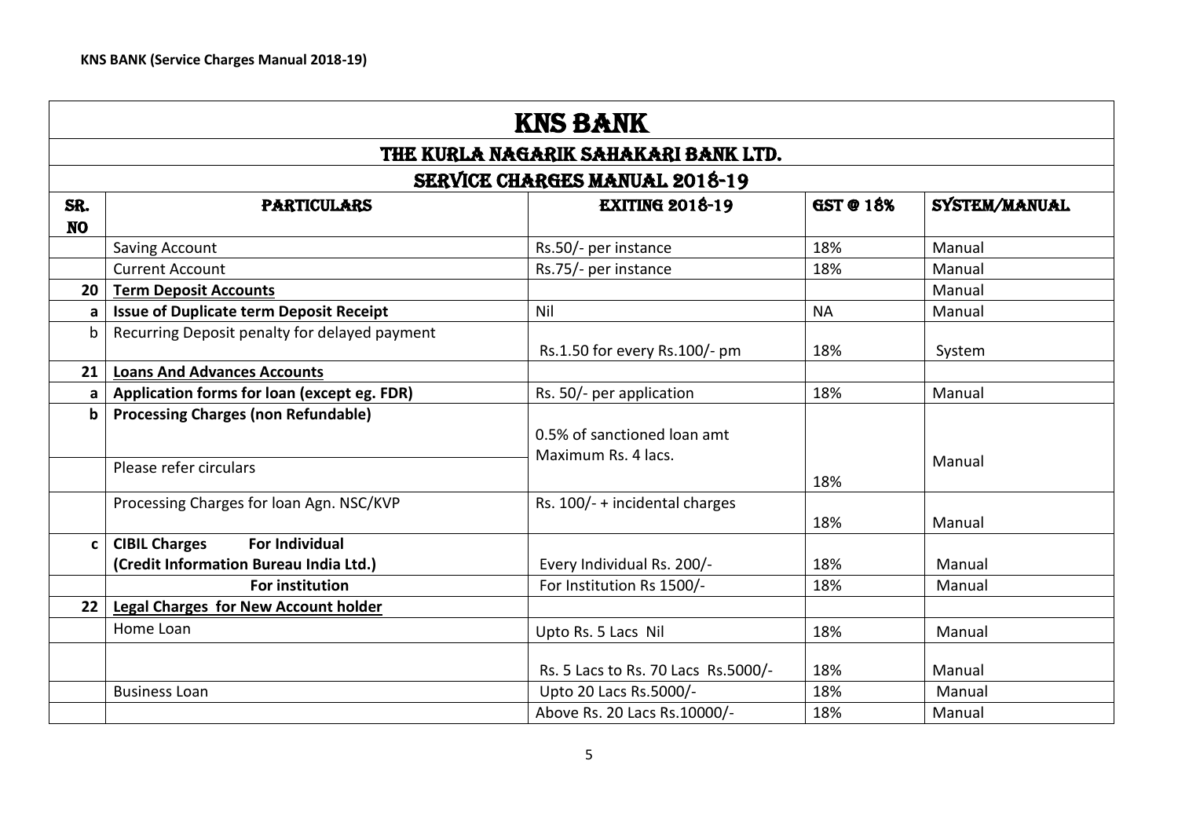| KNS BANK | | | | |
|---|---|---|---|---|
| THE KURLA NAGARIK SAHAKARI BANK LTD. | | | | |
| SERVICE CHARGES MANUAL 2018-19 | | | | |
| SR. NO | PARTICULARS | EXITING 2018-19 | GST @ 18% | SYSTEM/MANUAL |
| | Saving Account | Rs.50/- per instance | 18% | Manual |
| | Current Account | Rs.75/- per instance | 18% | Manual |
| **20** | **Term Deposit Accounts** | | | Manual |
| **a** | **Issue of Duplicate term Deposit Receipt** | Nil | NA | Manual |
| b | Recurring Deposit penalty for delayed payment | Rs.1.50 for every Rs.100/- pm | 18% | System |
| **21** | **Loans And Advances Accounts** | | | |
| **a** | **Application forms for loan (except eg. FDR)** | Rs. 50/- per application | 18% | Manual |
| **b** | **Processing Charges (non Refundable)** | 0.5% of sanctioned loan amt Maximum Rs. 4 lacs. | 18% | Manual |
| | Please refer circulars | | | |
| | Processing Charges for loan Agn. NSC/KVP | Rs. 100/- + incidental charges | 18% | Manual |
| **c** | **CIBIL Charges For Individual (Credit Information Bureau India Ltd.)** | Every Individual Rs. 200/- | 18% | Manual |
| | **For institution** | For Institution Rs 1500/- | 18% | Manual |
| **22** | **Legal Charges for New Account holder** | | | |
| | Home Loan | Upto Rs. 5 Lacs Nil | 18% | Manual |
| | | Rs. 5 Lacs to Rs. 70 Lacs Rs.5000/- | 18% | Manual |
| | Business Loan | Upto 20 Lacs Rs.5000/- | 18% | Manual |
| | | Above Rs. 20 Lacs Rs.10000/- | 18% | Manual |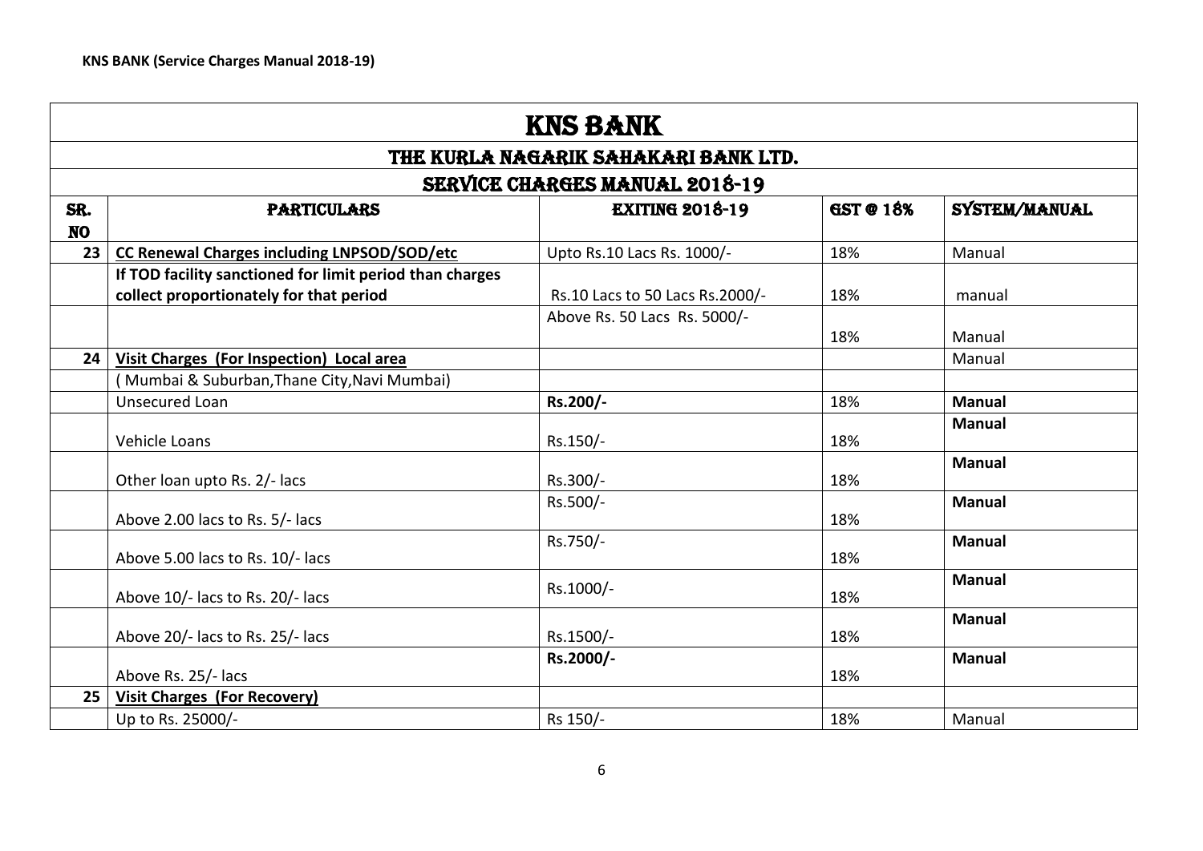| KNS BANK | | | | |
|---|---|---|---|---|
| THE KURLA NAGARIK SAHAKARI BANK LTD. | | | | |
| SERVICE CHARGES MANUAL 2018-19 | | | | |
| SR. NO | PARTICULARS | EXITING 2018-19 | GST @ 18% | SYSTEM/MANUAL |
| 23 | **CC Renewal Charges including LNPSOD/SOD/etc** | Upto Rs.10 Lacs Rs. 1000/- | 18% | Manual |
| | **If TOD facility sanctioned for limit period than charges collect proportionately for that period** | Rs.10 Lacs to 50 Lacs Rs.2000/- | 18% | manual |
| | | Above Rs. 50 Lacs Rs. 5000/- | 18% | Manual |
| 24 | **Visit Charges (For Inspection) Local area** | | | Manual |
| | ( Mumbai & Suburban,Thane City,Navi Mumbai) | | | |
| | Unsecured Loan | **Rs.200/-** | 18% | **Manual** |
| | Vehicle Loans | Rs.150/- | 18% | **Manual** |
| | Other loan upto Rs. 2/- lacs | Rs.300/- | 18% | **Manual** |
| | Above 2.00 lacs to Rs. 5/- lacs | Rs.500/- | 18% | **Manual** |
| | Above 5.00 lacs to Rs. 10/- lacs | Rs.750/- | 18% | **Manual** |
| | Above 10/- lacs to Rs. 20/- lacs | Rs.1000/- | 18% | **Manual** |
| | Above 20/- lacs to Rs. 25/- lacs | Rs.1500/- | 18% | **Manual** |
| | Above Rs. 25/- lacs | **Rs.2000/-** | 18% | **Manual** |
| 25 | **Visit Charges (For Recovery)** | | | |
| | Up to Rs. 25000/- | Rs 150/- | 18% | Manual |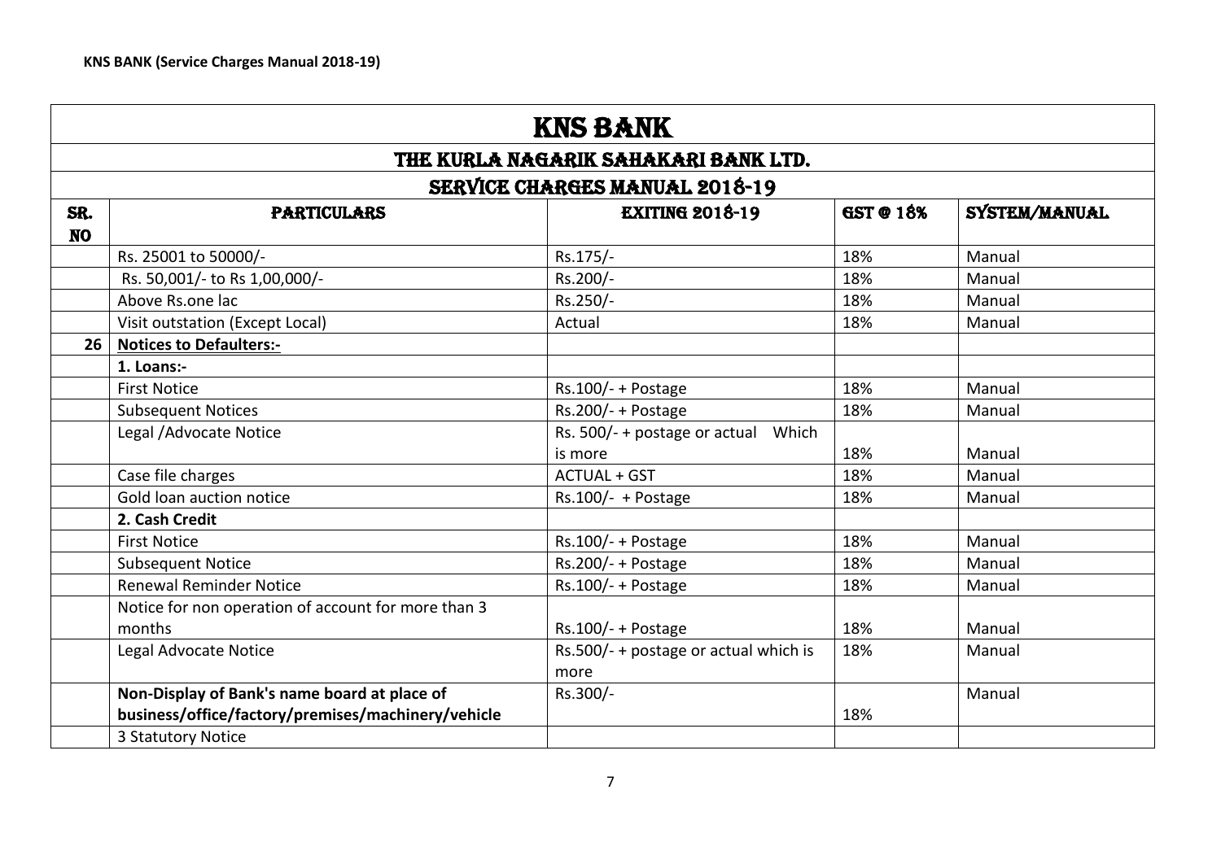| KNS BANK | | | | |
|---|---|---|---|---|
| THE KURLA NAGARIK SAHAKARI BANK LTD. | | | | |
| SERVICE CHARGES MANUAL 2018-19 | | | | |
| **SR. NO** | **PARTICULARS** | **EXITING 2018-19** | **GST @ 18%** | **SYSTEM/MANUAL** |
| | Rs. 25001 to 50000/- | Rs.175/- | 18% | Manual |
| | Rs. 50,001/- to Rs 1,00,000/- | Rs.200/- | 18% | Manual |
| | Above Rs.one lac | Rs.250/- | 18% | Manual |
| | Visit outstation (Except Local) | Actual | 18% | Manual |
| **26** | **Notices to Defaulters:-** | | | |
| | **1. Loans:-** | | | |
| | First Notice | Rs.100/- + Postage | 18% | Manual |
| | Subsequent Notices | Rs.200/- + Postage | 18% | Manual |
| | Legal /Advocate Notice | Rs. 500/- + postage or actual Which is more | 18% | Manual |
| | Case file charges | ACTUAL + GST | 18% | Manual |
| | Gold loan auction notice | Rs.100/- + Postage | 18% | Manual |
| | **2. Cash Credit** | | | |
| | First Notice | Rs.100/- + Postage | 18% | Manual |
| | Subsequent Notice | Rs.200/- + Postage | 18% | Manual |
| | Renewal Reminder Notice | Rs.100/- + Postage | 18% | Manual |
| | Notice for non operation of account for more than 3 months | Rs.100/- + Postage | 18% | Manual |
| | Legal Advocate Notice | Rs.500/- + postage or actual which is more | 18% | Manual |
| | **Non-Display of Bank's name board at place of business/office/factory/premises/machinery/vehicle** | Rs.300/- | 18% | Manual |
| | 3 Statutory Notice | | | |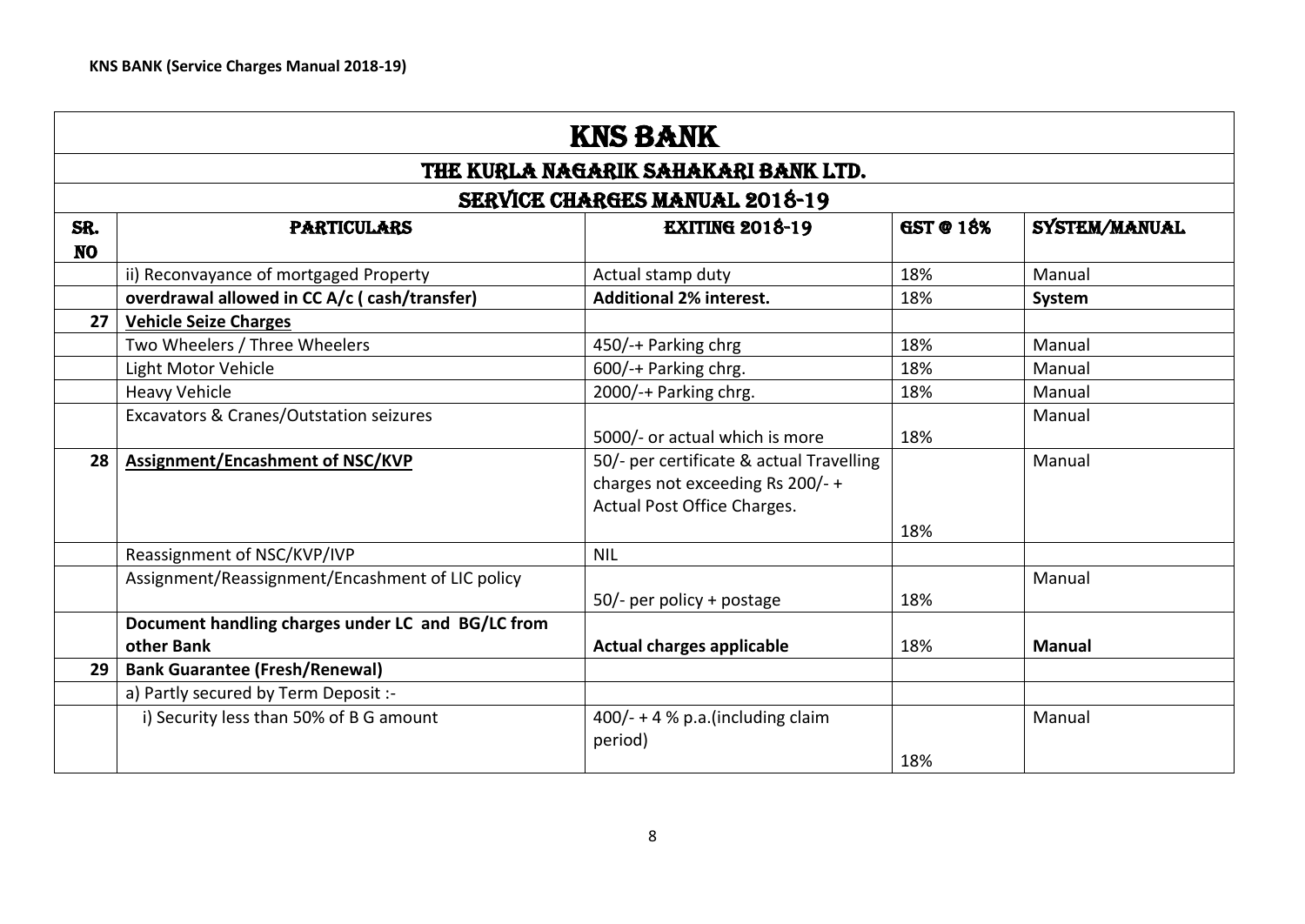| KNS BANK | | | | |
|---|---|---|---|---|
| THE KURLA NAGARIK SAHAKARI BANK LTD. | | | | |
| SERVICE CHARGES MANUAL 2018-19 | | | | |
| SR. NO | PARTICULARS | EXITING 2018-19 | GST @ 18% | SYSTEM/MANUAL |
| | ii) Reconvayance of mortgaged Property | Actual stamp duty | 18% | Manual |
| | **overdrawal allowed in CC A/c ( cash/transfer)** | **Additional 2% interest.** | 18% | **System** |
| **27** | **Vehicle Seize Charges** | | | |
| | Two Wheelers / Three Wheelers | 450/-+ Parking chrg | 18% | Manual |
| | Light Motor Vehicle | 600/-+ Parking chrg. | 18% | Manual |
| | Heavy Vehicle | 2000/-+ Parking chrg. | 18% | Manual |
| | Excavators & Cranes/Outstation seizures | 5000/- or actual which is more | 18% | Manual |
| **28** | **Assignment/Encashment of NSC/KVP** | 50/- per certificate & actual Travelling charges not exceeding Rs 200/- + Actual Post Office Charges. | 18% | Manual |
| | Reassignment of NSC/KVP/IVP | NIL | | |
| | Assignment/Reassignment/Encashment of LIC policy | 50/- per policy + postage | 18% | Manual |
| | **Document handling charges under LC and BG/LC from other Bank** | **Actual charges applicable** | 18% | **Manual** |
| **29** | **Bank Guarantee (Fresh/Renewal)** | | | |
| | a) Partly secured by Term Deposit :- | | | |
| | i) Security less than 50% of B G amount | 400/- + 4 % p.a.(including claim period) | 18% | Manual |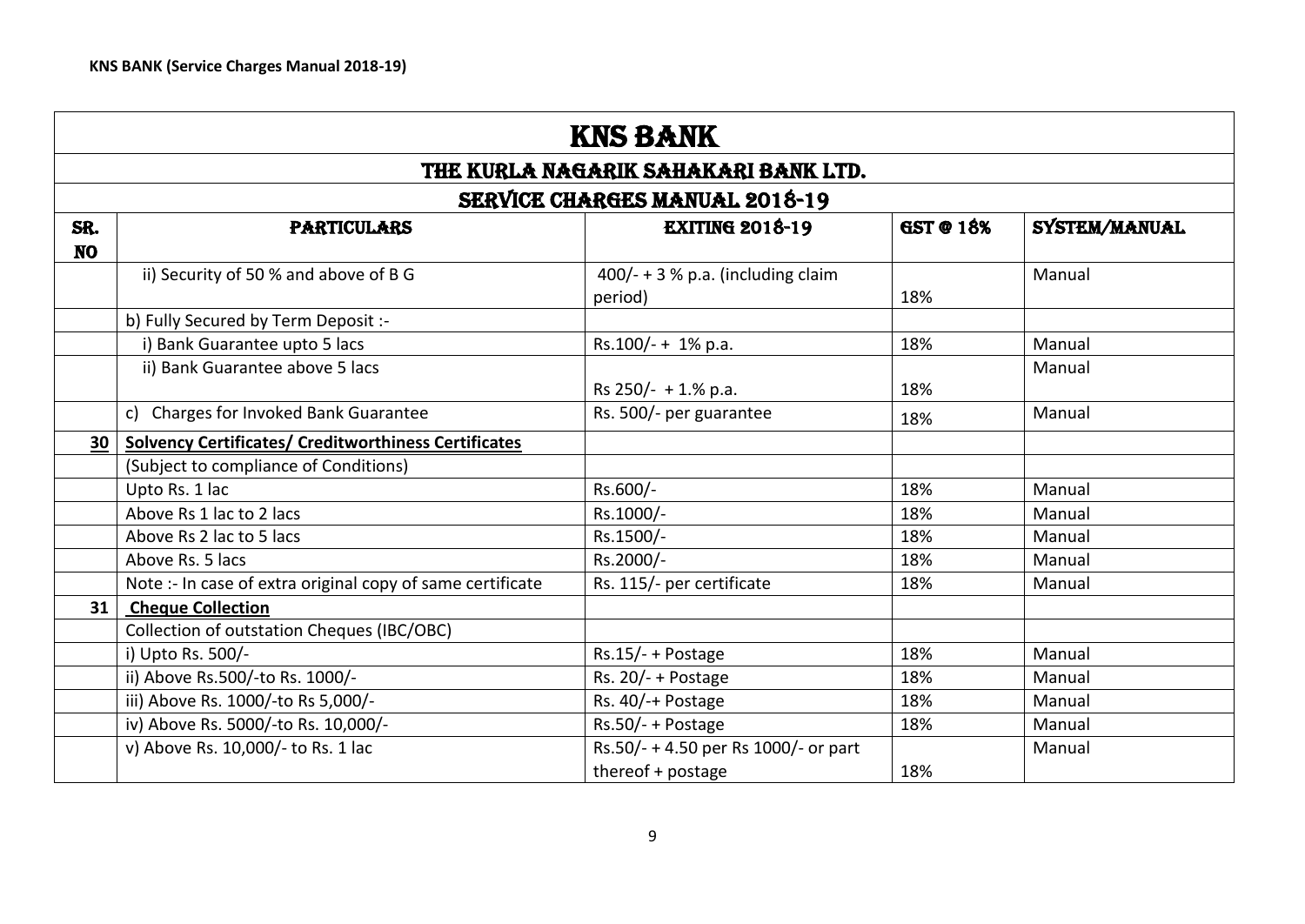| KNS BANK | | | | |
|---|---|---|---|---|
| THE KURLA NAGARIK SAHAKARI BANK LTD. | | | | |
| SERVICE CHARGES MANUAL 2018-19 | | | | |
| SR. NO | PARTICULARS | EXITING 2018-19 | GST @ 18% | SYSTEM/MANUAL |
| | ii) Security of 50 % and above of B G | 400/- + 3 % p.a. (including claim period) | 18% | Manual |
| | b) Fully Secured by Term Deposit :- | | | |
| | i) Bank Guarantee upto 5 lacs | Rs.100/- + 1% p.a. | 18% | Manual |
| | ii) Bank Guarantee above 5 lacs | Rs 250/- + 1.% p.a. | 18% | Manual |
| | c) Charges for Invoked Bank Guarantee | Rs. 500/- per guarantee | 18% | Manual |
| **30** | **Solvency Certificates/ Creditworthiness Certificates** | | | |
| | (Subject to compliance of Conditions) | | | |
| | Upto Rs. 1 lac | Rs.600/- | 18% | Manual |
| | Above Rs 1 lac to 2 lacs | Rs.1000/- | 18% | Manual |
| | Above Rs 2 lac to 5 lacs | Rs.1500/- | 18% | Manual |
| | Above Rs. 5 lacs | Rs.2000/- | 18% | Manual |
| | Note :- In case of extra original copy of same certificate | Rs. 115/- per certificate | 18% | Manual |
| **31** | **Cheque Collection** | | | |
| | Collection of outstation Cheques (IBC/OBC) | | | |
| | i) Upto Rs. 500/- | Rs.15/- + Postage | 18% | Manual |
| | ii) Above Rs.500/-to Rs. 1000/- | Rs. 20/- + Postage | 18% | Manual |
| | iii) Above Rs. 1000/-to Rs 5,000/- | Rs. 40/-+ Postage | 18% | Manual |
| | iv) Above Rs. 5000/-to Rs. 10,000/- | Rs.50/- + Postage | 18% | Manual |
| | v) Above Rs. 10,000/- to Rs. 1 lac | Rs.50/- + 4.50 per Rs 1000/- or part thereof + postage | 18% | Manual |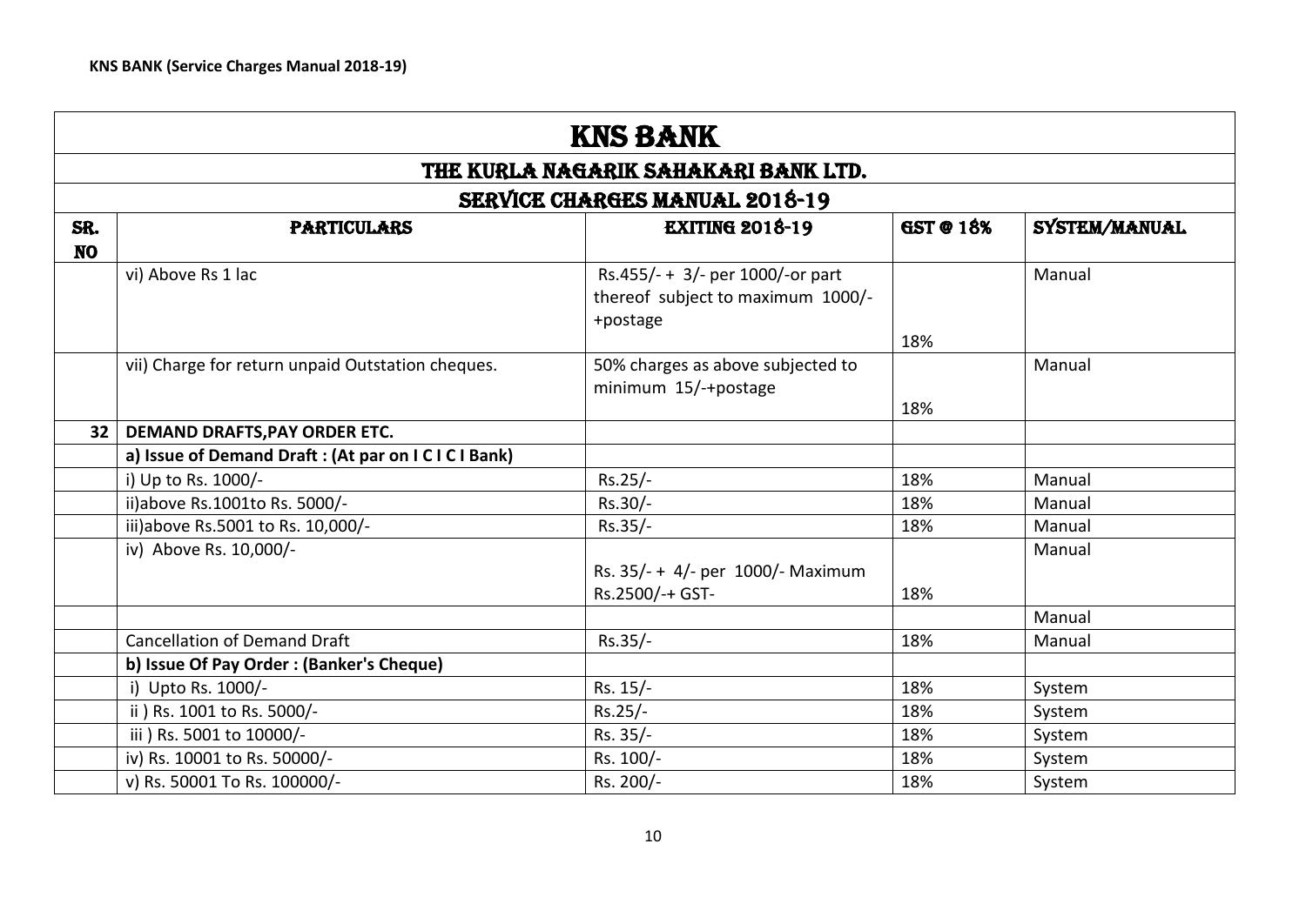| KNS BANK | | | | |
|---|---|---|---|---|
| THE KURLA NAGARIK SAHAKARI BANK LTD. | | | | |
| SERVICE CHARGES MANUAL 2018-19 | | | | |
| SR. NO | PARTICULARS | EXITING 2018-19 | GST @ 18% | SYSTEM/MANUAL |
| | vi) Above Rs 1 lac | Rs.455/- + 3/- per 1000/-or part thereof subject to maximum 1000/- +postage | 18% | Manual |
| | vii) Charge for return unpaid Outstation cheques. | 50% charges as above subjected to minimum 15/-+postage | 18% | Manual |
| 32 | **DEMAND DRAFTS,PAY ORDER ETC.** | | | |
| | **a) Issue of Demand Draft : (At par on I C I C I Bank)** | | | |
| | i) Up to Rs. 1000/- | Rs.25/- | 18% | Manual |
| | ii)above Rs.1001to Rs. 5000/- | Rs.30/- | 18% | Manual |
| | iii)above Rs.5001 to Rs. 10,000/- | Rs.35/- | 18% | Manual |
| | iv) Above Rs. 10,000/- | Rs. 35/- + 4/- per 1000/- Maximum Rs.2500/-+ GST- | 18% | Manual |
| | | | | Manual |
| | Cancellation of Demand Draft | Rs.35/- | 18% | Manual |
| | **b) Issue Of Pay Order : (Banker's Cheque)** | | | |
| | i) Upto Rs. 1000/- | Rs. 15/- | 18% | System |
| | ii ) Rs. 1001 to Rs. 5000/- | Rs.25/- | 18% | System |
| | iii ) Rs. 5001 to 10000/- | Rs. 35/- | 18% | System |
| | iv) Rs. 10001 to Rs. 50000/- | Rs. 100/- | 18% | System |
| | v) Rs. 50001 To Rs. 100000/- | Rs. 200/- | 18% | System |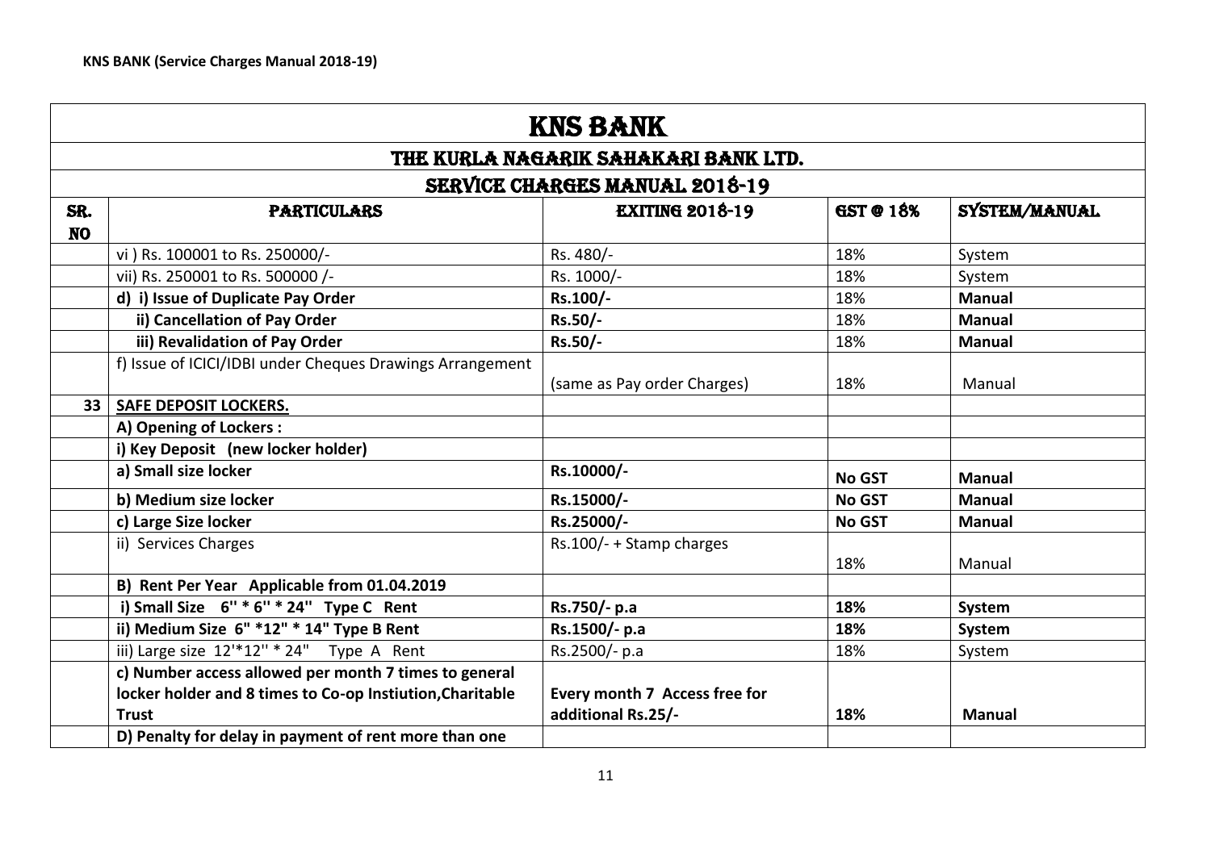# KNS BANK

## THE KURLA NAGARIK SAHAKARI BANK LTD.

## SERVICE CHARGES MANUAL 2018-19

| SR. NO | PARTICULARS | EXITING 2018-19 | GST @ 18% | SYSTEM/MANUAL |
|---|---|---|---|---|
| | vi ) Rs. 100001 to Rs. 250000/- | Rs. 480/- | 18% | System |
| | vii) Rs. 250001 to Rs. 500000 /- | Rs. 1000/- | 18% | System |
| | **d) i) Issue of Duplicate Pay Order** | **Rs.100/-** | 18% | **Manual** |
| | **ii) Cancellation of Pay Order** | **Rs.50/-** | 18% | **Manual** |
| | **iii) Revalidation of Pay Order** | **Rs.50/-** | 18% | **Manual** |
| | f) Issue of ICICI/IDBI under Cheques Drawings Arrangement | (same as Pay order Charges) | 18% | Manual |
| **33** | **SAFE DEPOSIT LOCKERS.** | | | |
| | **A) Opening of Lockers :** | | | |
| | **i) Key Deposit (new locker holder)** | | | |
| | **a) Small size locker** | **Rs.10000/-** | **No GST** | **Manual** |
| | **b) Medium size locker** | **Rs.15000/-** | **No GST** | **Manual** |
| | **c) Large Size locker** | **Rs.25000/-** | **No GST** | **Manual** |
| | ii) Services Charges | Rs.100/- + Stamp charges | 18% | Manual |
| | **B) Rent Per Year Applicable from 01.04.2019** | | | |
| | **i) Small Size 6'' * 6'' * 24'' Type C Rent** | **Rs.750/- p.a** | **18%** | **System** |
| | **ii) Medium Size 6" *12" * 14" Type B Rent** | **Rs.1500/- p.a** | **18%** | **System** |
| | iii) Large size 12'*12'' * 24" Type A Rent | Rs.2500/- p.a | 18% | System |
| | **c) Number access allowed per month 7 times to general locker holder and 8 times to Co-op Instiution,Charitable Trust** | **Every month 7 Access free for additional Rs.25/-** | **18%** | **Manual** |
| | **D) Penalty for delay in payment of rent more than one** | | | |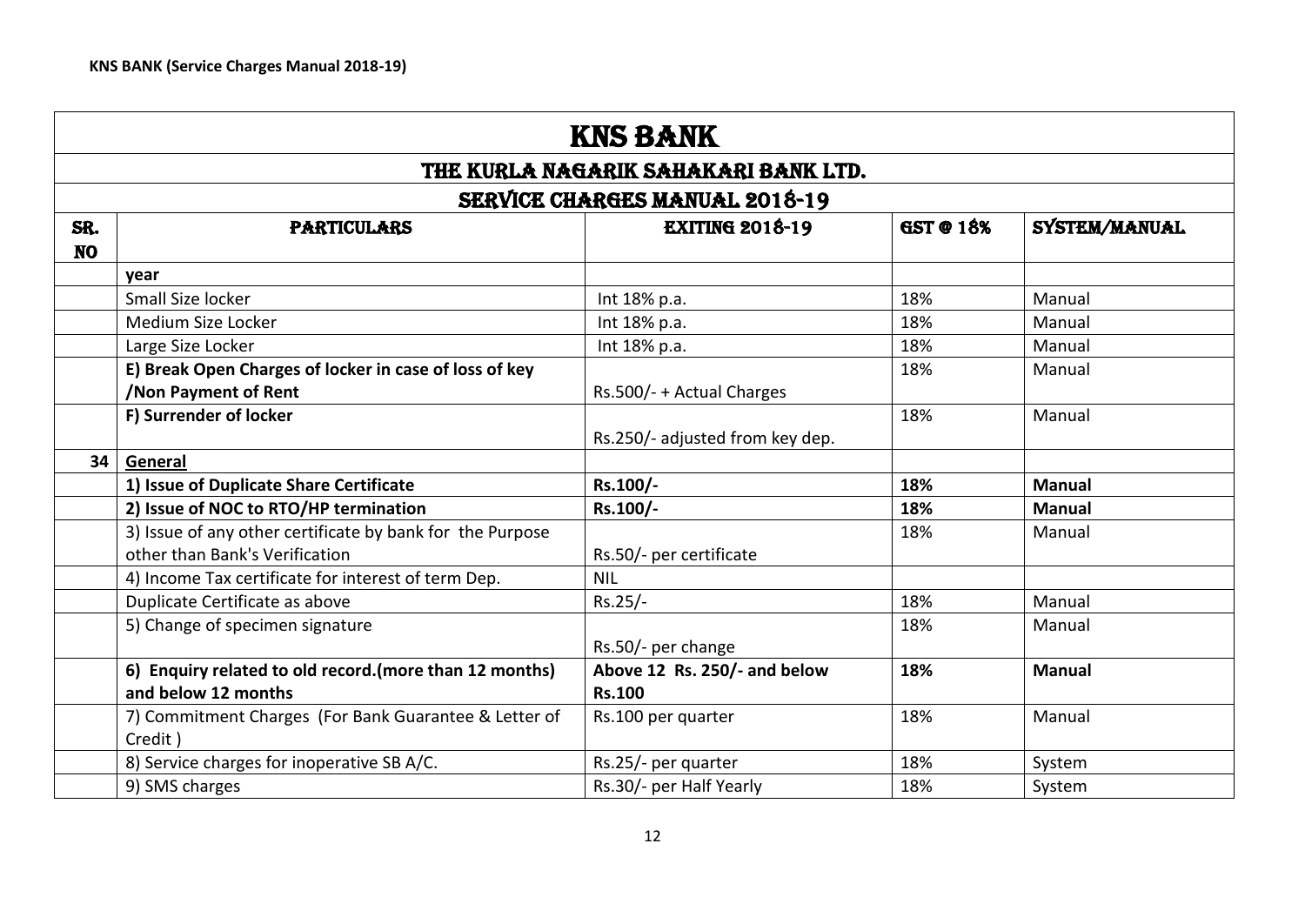| KNS BANK | | | | |
|---|---|---|---|---|
| THE KURLA NAGARIK SAHAKARI BANK LTD. | | | | |
| SERVICE CHARGES MANUAL 2018-19 | | | | |
| SR. NO | PARTICULARS | EXITING 2018-19 | GST @ 18% | SYSTEM/MANUAL |
| | **year** | | | |
| | Small Size locker | Int 18% p.a. | 18% | Manual |
| | Medium Size Locker | Int 18% p.a. | 18% | Manual |
| | Large Size Locker | Int 18% p.a. | 18% | Manual |
| | **E) Break Open Charges of locker in case of loss of key /Non Payment of Rent** | Rs.500/- + Actual Charges | 18% | Manual |
| | **F) Surrender of locker** | Rs.250/- adjusted from key dep. | 18% | Manual |
| **34** | **General** | | | |
| | **1) Issue of Duplicate Share Certificate** | **Rs.100/-** | **18%** | **Manual** |
| | **2) Issue of NOC to RTO/HP termination** | **Rs.100/-** | **18%** | **Manual** |
| | 3) Issue of any other certificate by bank for the Purpose other than Bank's Verification | Rs.50/- per certificate | 18% | Manual |
| | 4) Income Tax certificate for interest of term Dep. | NIL | | |
| | Duplicate Certificate as above | Rs.25/- | 18% | Manual |
| | 5) Change of specimen signature | Rs.50/- per change | 18% | Manual |
| | **6) Enquiry related to old record.(more than 12 months) and below 12 months** | **Above 12 Rs. 250/- and below Rs.100** | **18%** | **Manual** |
| | 7) Commitment Charges (For Bank Guarantee & Letter of Credit ) | Rs.100 per quarter | 18% | Manual |
| | 8) Service charges for inoperative SB A/C. | Rs.25/- per quarter | 18% | System |
| | 9) SMS charges | Rs.30/- per Half Yearly | 18% | System |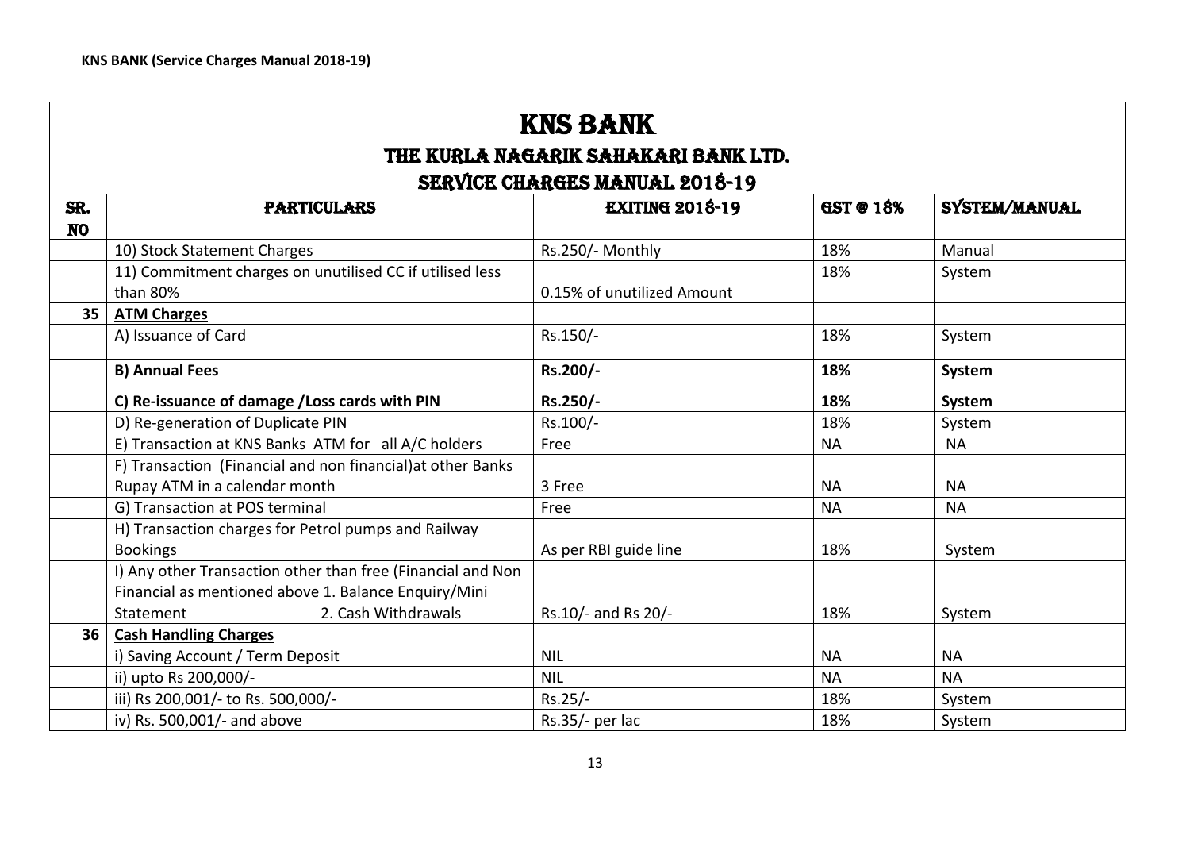# KNS BANK

## THE KURLA NAGARIK SAHAKARI BANK LTD.

## SERVICE CHARGES MANUAL 2018-19

| SR. NO | PARTICULARS | EXITING 2018-19 | GST @ 18% | SYSTEM/MANUAL |
|---|---|---|---|---|
| | 10) Stock Statement Charges | Rs.250/- Monthly | 18% | Manual |
| | 11) Commitment charges on unutilised CC if utilised less than 80% | 0.15% of unutilized Amount | 18% | System |
| 35 | **ATM Charges** | | | |
| | A) Issuance of Card | Rs.150/- | 18% | System |
| | **B) Annual Fees** | **Rs.200/-** | **18%** | **System** |
| | **C) Re-issuance of damage /Loss cards with PIN** | **Rs.250/-** | **18%** | **System** |
| | D) Re-generation of Duplicate PIN | Rs.100/- | 18% | System |
| | E) Transaction at KNS Banks ATM for all A/C holders | Free | NA | NA |
| | F) Transaction (Financial and non financial)at other Banks Rupay ATM in a calendar month | 3 Free | NA | NA |
| | G) Transaction at POS terminal | Free | NA | NA |
| | H) Transaction charges for Petrol pumps and Railway Bookings | As per RBI guide line | 18% | System |
| | I) Any other Transaction other than free (Financial and Non Financial as mentioned above 1. Balance Enquiry/Mini Statement 2. Cash Withdrawals | Rs.10/- and Rs 20/- | 18% | System |
| 36 | **Cash Handling Charges** | | | |
| | i) Saving Account / Term Deposit | NIL | NA | NA |
| | ii) upto Rs 200,000/- | NIL | NA | NA |
| | iii) Rs 200,001/- to Rs. 500,000/- | Rs.25/- | 18% | System |
| | iv) Rs. 500,001/- and above | Rs.35/- per lac | 18% | System |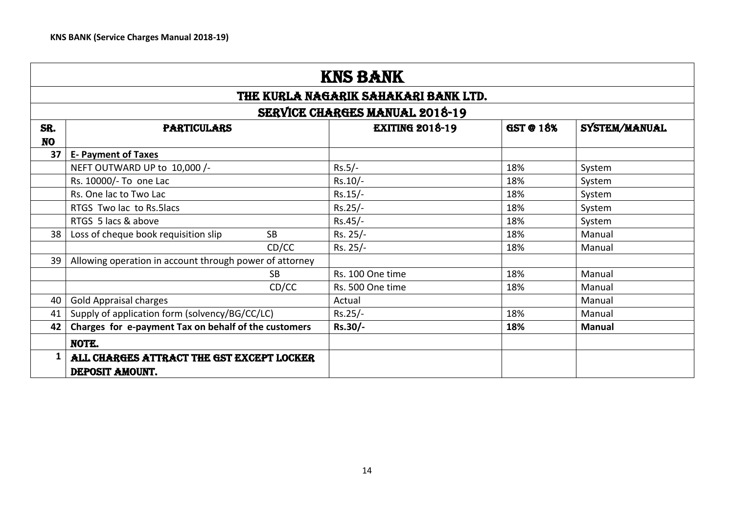| KNS BANK | | | | |
|---|---|---|---|---|
| THE KURLA NAGARIK SAHAKARI BANK LTD. | | | | |
| SERVICE CHARGES MANUAL 2018-19 | | | | |
| SR. NO | PARTICULARS | EXITING 2018-19 | GST @ 18% | SYSTEM/MANUAL |
| **37** | **E- Payment of Taxes** | | | |
| | NEFT OUTWARD UP to 10,000 /- | Rs.5/- | 18% | System |
| | Rs. 10000/- To one Lac | Rs.10/- | 18% | System |
| | Rs. One lac to Two Lac | Rs.15/- | 18% | System |
| | RTGS Two lac to Rs.5lacs | Rs.25/- | 18% | System |
| | RTGS 5 lacs & above | Rs.45/- | 18% | System |
| 38 | Loss of cheque book requisition slip SB | Rs. 25/- | 18% | Manual |
| | CD/CC | Rs. 25/- | 18% | Manual |
| 39 | Allowing operation in account through power of attorney | | | |
| | SB | Rs. 100 One time | 18% | Manual |
| | CD/CC | Rs. 500 One time | 18% | Manual |
| 40 | Gold Appraisal charges | Actual | | Manual |
| 41 | Supply of application form (solvency/BG/CC/LC) | Rs.25/- | 18% | Manual |
| **42** | **Charges for e-payment Tax on behalf of the customers** | **Rs.30/-** | **18%** | **Manual** |
| | NOTE. | | | |
| 1 | ALL CHARGES ATTRACT THE GST EXCEPT LOCKER DEPOSIT AMOUNT. | | | |